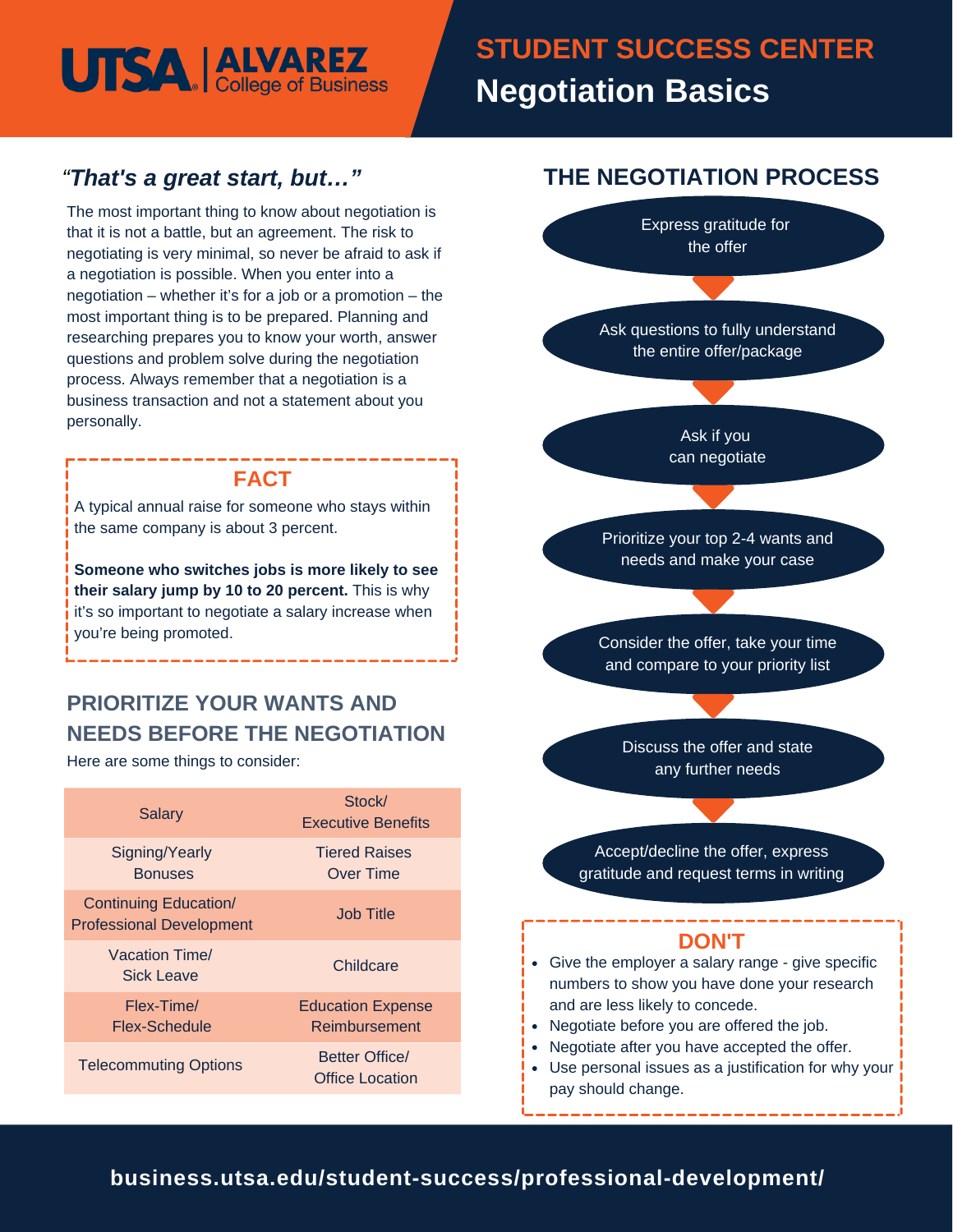UTSA | ALVAREZ College of Business

# STUDENT SUCCESS CENTER
# Negotiation Basics

## *"That's a great start, but…"*

The most important thing to know about negotiation is that it is not a battle, but an agreement. The risk to negotiating is very minimal, so never be afraid to ask if a negotiation is possible. When you enter into a negotiation – whether it's for a job or a promotion – the most important thing is to be prepared. Planning and researching prepares you to know your worth, answer questions and problem solve during the negotiation process. Always remember that a negotiation is a business transaction and not a statement about you personally.

### FACT

A typical annual raise for someone who stays within the same company is about 3 percent.

**Someone who switches jobs is more likely to see their salary jump by 10 to 20 percent.** This is why it's so important to negotiate a salary increase when you're being promoted.

## PRIORITIZE YOUR WANTS AND NEEDS BEFORE THE NEGOTIATION

Here are some things to consider:

| | |
|---|---|
| Salary | Stock/ Executive Benefits |
| Signing/Yearly Bonuses | Tiered Raises Over Time |
| Continuing Education/ Professional Development | Job Title |
| Vacation Time/ Sick Leave | Childcare |
| Flex-Time/ Flex-Schedule | Education Expense Reimbursement |
| Telecommuting Options | Better Office/ Office Location |

## THE NEGOTIATION PROCESS

1. Express gratitude for the offer
2. Ask questions to fully understand the entire offer/package
3. Ask if you can negotiate
4. Prioritize your top 2-4 wants and needs and make your case
5. Consider the offer, take your time and compare to your priority list
6. Discuss the offer and state any further needs
7. Accept/decline the offer, express gratitude and request terms in writing

### DON'T

- Give the employer a salary range - give specific numbers to show you have done your research and are less likely to concede.
- Negotiate before you are offered the job.
- Negotiate after you have accepted the offer.
- Use personal issues as a justification for why your pay should change.

**business.utsa.edu/student-success/professional-development/**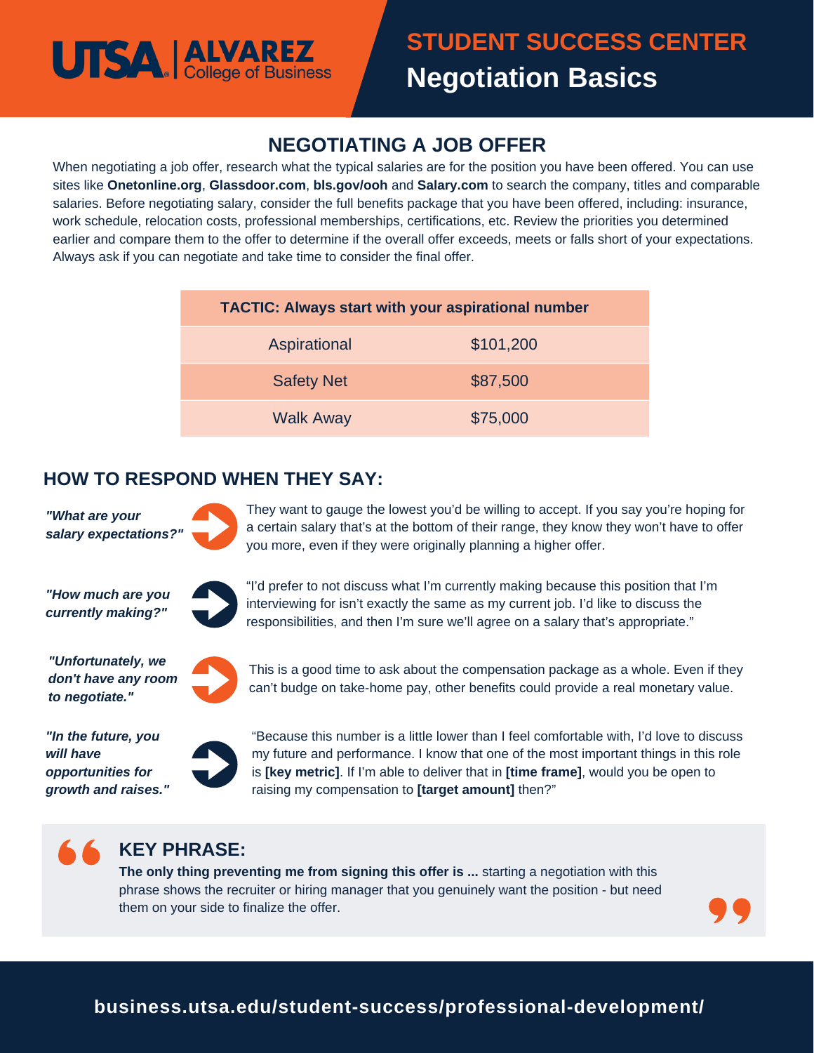UTSA | ALVAREZ College of Business

# STUDENT SUCCESS CENTER
## Negotiation Basics

## NEGOTIATING A JOB OFFER

When negotiating a job offer, research what the typical salaries are for the position you have been offered. You can use sites like **Onetonline.org**, **Glassdoor.com**, **bls.gov/ooh** and **Salary.com** to search the company, titles and comparable salaries. Before negotiating salary, consider the full benefits package that you have been offered, including: insurance, work schedule, relocation costs, professional memberships, certifications, etc. Review the priorities you determined earlier and compare them to the offer to determine if the overall offer exceeds, meets or falls short of your expectations. Always ask if you can negotiate and take time to consider the final offer.

| TACTIC: Always start with your aspirational number | |
|---|---|
| Aspirational | $101,200 |
| Safety Net | $87,500 |
| Walk Away | $75,000 |

## HOW TO RESPOND WHEN THEY SAY:

***"What are your salary expectations?"***

They want to gauge the lowest you'd be willing to accept. If you say you're hoping for a certain salary that's at the bottom of their range, they know they won't have to offer you more, even if they were originally planning a higher offer.

***"How much are you currently making?"***

"I'd prefer to not discuss what I'm currently making because this position that I'm interviewing for isn't exactly the same as my current job. I'd like to discuss the responsibilities, and then I'm sure we'll agree on a salary that's appropriate."

***"Unfortunately, we don't have any room to negotiate."***

This is a good time to ask about the compensation package as a whole. Even if they can't budge on take-home pay, other benefits could provide a real monetary value.

***"In the future, you will have opportunities for growth and raises."***

"Because this number is a little lower than I feel comfortable with, I'd love to discuss my future and performance. I know that one of the most important things in this role is **[key metric]**. If I'm able to deliver that in **[time frame]**, would you be open to raising my compensation to **[target amount]** then?"

### KEY PHRASE:

**The only thing preventing me from signing this offer is ...** starting a negotiation with this phrase shows the recruiter or hiring manager that you genuinely want the position - but need them on your side to finalize the offer.

**business.utsa.edu/student-success/professional-development/**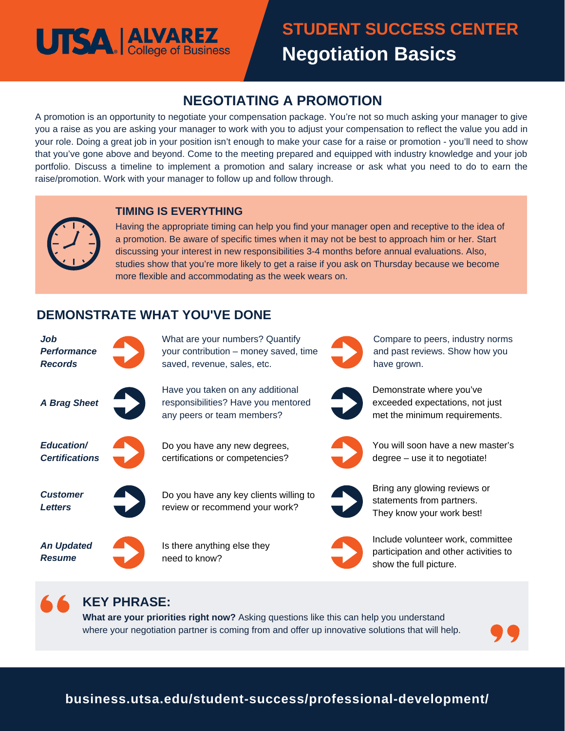**UTSA | ALVAREZ College of Business**

# STUDENT SUCCESS CENTER
## Negotiation Basics

## NEGOTIATING A PROMOTION

A promotion is an opportunity to negotiate your compensation package. You're not so much asking your manager to give you a raise as you are asking your manager to work with you to adjust your compensation to reflect the value you add in your role. Doing a great job in your position isn't enough to make your case for a raise or promotion - you'll need to show that you've gone above and beyond. Come to the meeting prepared and equipped with industry knowledge and your job portfolio. Discuss a timeline to implement a promotion and salary increase or ask what you need to do to earn the raise/promotion. Work with your manager to follow up and follow through.

### TIMING IS EVERYTHING

Having the appropriate timing can help you find your manager open and receptive to the idea of a promotion. Be aware of specific times when it may not be best to approach him or her. Start discussing your interest in new responsibilities 3-4 months before annual evaluations. Also, studies show that you're more likely to get a raise if you ask on Thursday because we become more flexible and accommodating as the week wears on.

## DEMONSTRATE WHAT YOU'VE DONE

***Job Performance Records*** → What are your numbers? Quantify your contribution – money saved, time saved, revenue, sales, etc. → Compare to peers, industry norms and past reviews. Show how you have grown.

***A Brag Sheet*** → Have you taken on any additional responsibilities? Have you mentored any peers or team members? → Demonstrate where you've exceeded expectations, not just met the minimum requirements.

***Education/ Certifications*** → Do you have any new degrees, certifications or competencies? → You will soon have a new master's degree – use it to negotiate!

***Customer Letters*** → Do you have any key clients willing to review or recommend your work? → Bring any glowing reviews or statements from partners. They know your work best!

***An Updated Resume*** → Is there anything else they need to know? → Include volunteer work, committee participation and other activities to show the full picture.

### KEY PHRASE:

**What are your priorities right now?** Asking questions like this can help you understand where your negotiation partner is coming from and offer up innovative solutions that will help.

**business.utsa.edu/student-success/professional-development/**